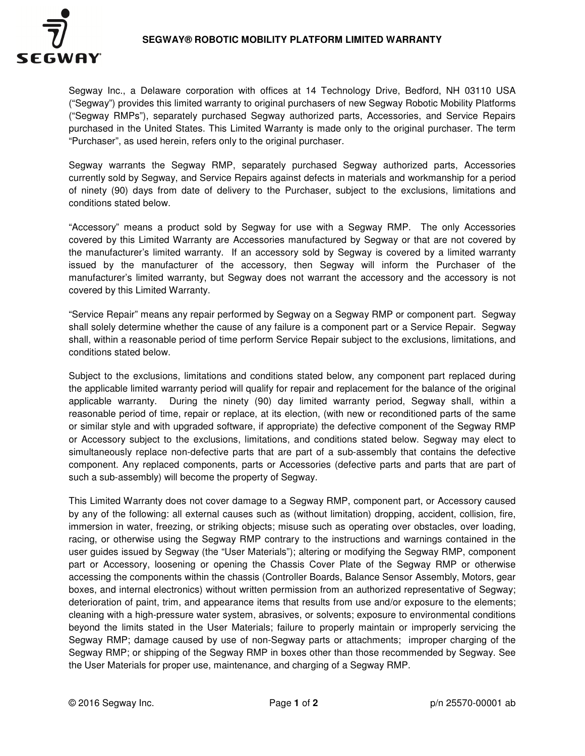# SEGWAY® ROBOTIC MOBILITY PLATFORM LIMITED WARRANTY

Segway Inc., a Delaware corporation with offices at 14 Technology Drive, Bedford, NH 03110 USA ("Segway") provides this limited warranty to original purchasers of new Segway Robotic Mobility Platforms ("Segway RMPs"), separately purchased Segway authorized parts, Accessories, and Service Repairs purchased in the United States. This Limited Warranty is made only to the original purchaser. The term "Purchaser", as used herein, refers only to the original purchaser.

Segway warrants the Segway RMP, separately purchased Segway authorized parts, Accessories currently sold by Segway, and Service Repairs against defects in materials and workmanship for a period of ninety (90) days from date of delivery to the Purchaser, subject to the exclusions, limitations and conditions stated below.

"Accessory" means a product sold by Segway for use with a Segway RMP. The only Accessories covered by this Limited Warranty are Accessories manufactured by Segway or that are not covered by the manufacturer's limited warranty. If an accessory sold by Segway is covered by a limited warranty issued by the manufacturer of the accessory, then Segway will inform the Purchaser of the manufacturer's limited warranty, but Segway does not warrant the accessory and the accessory is not covered by this Limited Warranty.

"Service Repair" means any repair performed by Segway on a Segway RMP or component part. Segway shall solely determine whether the cause of any failure is a component part or a Service Repair. Segway shall, within a reasonable period of time perform Service Repair subject to the exclusions, limitations, and conditions stated below.

Subject to the exclusions, limitations and conditions stated below, any component part replaced during the applicable limited warranty period will qualify for repair and replacement for the balance of the original applicable warranty. During the ninety (90) day limited warranty period, Segway shall, within a reasonable period of time, repair or replace, at its election, (with new or reconditioned parts of the same or similar style and with upgraded software, if appropriate) the defective component of the Segway RMP or Accessory subject to the exclusions, limitations, and conditions stated below. Segway may elect to simultaneously replace non-defective parts that are part of a sub-assembly that contains the defective component. Any replaced components, parts or Accessories (defective parts and parts that are part of such a sub-assembly) will become the property of Segway.

This Limited Warranty does not cover damage to a Segway RMP, component part, or Accessory caused by any of the following: all external causes such as (without limitation) dropping, accident, collision, fire, immersion in water, freezing, or striking objects; misuse such as operating over obstacles, over loading, racing, or otherwise using the Segway RMP contrary to the instructions and warnings contained in the user guides issued by Segway (the "User Materials"); altering or modifying the Segway RMP, component part or Accessory, loosening or opening the Chassis Cover Plate of the Segway RMP or otherwise accessing the components within the chassis (Controller Boards, Balance Sensor Assembly, Motors, gear boxes, and internal electronics) without written permission from an authorized representative of Segway; deterioration of paint, trim, and appearance items that results from use and/or exposure to the elements; cleaning with a high-pressure water system, abrasives, or solvents; exposure to environmental conditions beyond the limits stated in the User Materials; failure to properly maintain or improperly servicing the Segway RMP; damage caused by use of non-Segway parts or attachments; improper charging of the Segway RMP; or shipping of the Segway RMP in boxes other than those recommended by Segway. See the User Materials for proper use, maintenance, and charging of a Segway RMP.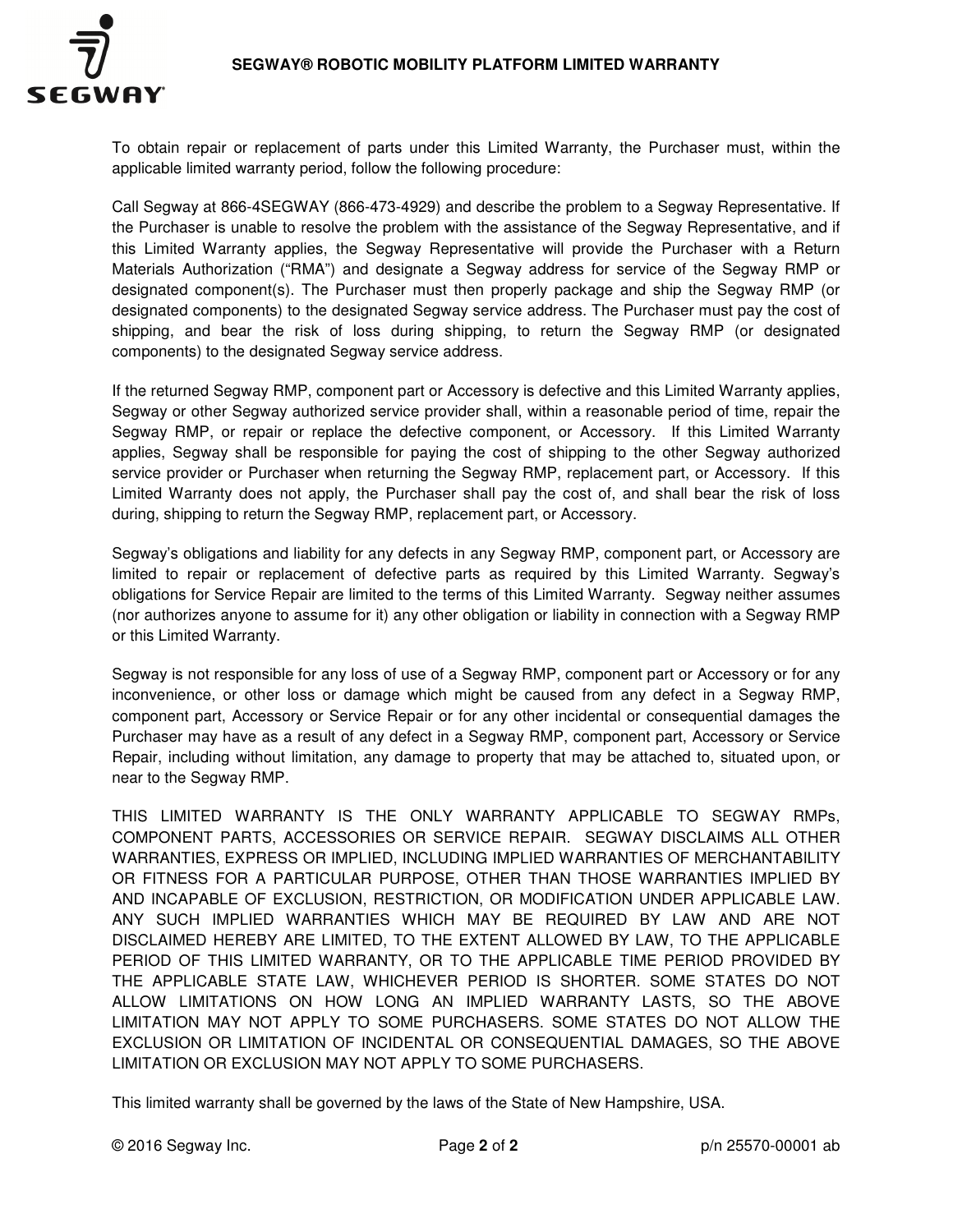To obtain repair or replacement of parts under this Limited Warranty, the Purchaser must, within the applicable limited warranty period, follow the following procedure:

Call Segway at 866-4SEGWAY (866-473-4929) and describe the problem to a Segway Representative. If the Purchaser is unable to resolve the problem with the assistance of the Segway Representative, and if this Limited Warranty applies, the Segway Representative will provide the Purchaser with a Return Materials Authorization ("RMA") and designate a Segway address for service of the Segway RMP or designated component(s). The Purchaser must then properly package and ship the Segway RMP (or designated components) to the designated Segway service address. The Purchaser must pay the cost of shipping, and bear the risk of loss during shipping, to return the Segway RMP (or designated components) to the designated Segway service address.

If the returned Segway RMP, component part or Accessory is defective and this Limited Warranty applies, Segway or other Segway authorized service provider shall, within a reasonable period of time, repair the Segway RMP, or repair or replace the defective component, or Accessory. If this Limited Warranty applies, Segway shall be responsible for paying the cost of shipping to the other Segway authorized service provider or Purchaser when returning the Segway RMP, replacement part, or Accessory. If this Limited Warranty does not apply, the Purchaser shall pay the cost of, and shall bear the risk of loss during, shipping to return the Segway RMP, replacement part, or Accessory.

Segway's obligations and liability for any defects in any Segway RMP, component part, or Accessory are limited to repair or replacement of defective parts as required by this Limited Warranty. Segway's obligations for Service Repair are limited to the terms of this Limited Warranty. Segway neither assumes (nor authorizes anyone to assume for it) any other obligation or liability in connection with a Segway RMP or this Limited Warranty.

Segway is not responsible for any loss of use of a Segway RMP, component part or Accessory or for any inconvenience, or other loss or damage which might be caused from any defect in a Segway RMP, component part, Accessory or Service Repair or for any other incidental or consequential damages the Purchaser may have as a result of any defect in a Segway RMP, component part, Accessory or Service Repair, including without limitation, any damage to property that may be attached to, situated upon, or near to the Segway RMP.

THIS LIMITED WARRANTY IS THE ONLY WARRANTY APPLICABLE TO SEGWAY RMPs, COMPONENT PARTS, ACCESSORIES OR SERVICE REPAIR. SEGWAY DISCLAIMS ALL OTHER WARRANTIES, EXPRESS OR IMPLIED, INCLUDING IMPLIED WARRANTIES OF MERCHANTABILITY OR FITNESS FOR A PARTICULAR PURPOSE, OTHER THAN THOSE WARRANTIES IMPLIED BY AND INCAPABLE OF EXCLUSION, RESTRICTION, OR MODIFICATION UNDER APPLICABLE LAW. ANY SUCH IMPLIED WARRANTIES WHICH MAY BE REQUIRED BY LAW AND ARE NOT DISCLAIMED HEREBY ARE LIMITED, TO THE EXTENT ALLOWED BY LAW, TO THE APPLICABLE PERIOD OF THIS LIMITED WARRANTY, OR TO THE APPLICABLE TIME PERIOD PROVIDED BY THE APPLICABLE STATE LAW, WHICHEVER PERIOD IS SHORTER. SOME STATES DO NOT ALLOW LIMITATIONS ON HOW LONG AN IMPLIED WARRANTY LASTS, SO THE ABOVE LIMITATION MAY NOT APPLY TO SOME PURCHASERS. SOME STATES DO NOT ALLOW THE EXCLUSION OR LIMITATION OF INCIDENTAL OR CONSEQUENTIAL DAMAGES, SO THE ABOVE LIMITATION OR EXCLUSION MAY NOT APPLY TO SOME PURCHASERS.

This limited warranty shall be governed by the laws of the State of New Hampshire, USA.

© 2016 Segway Inc. p/n 25570-00001 ab